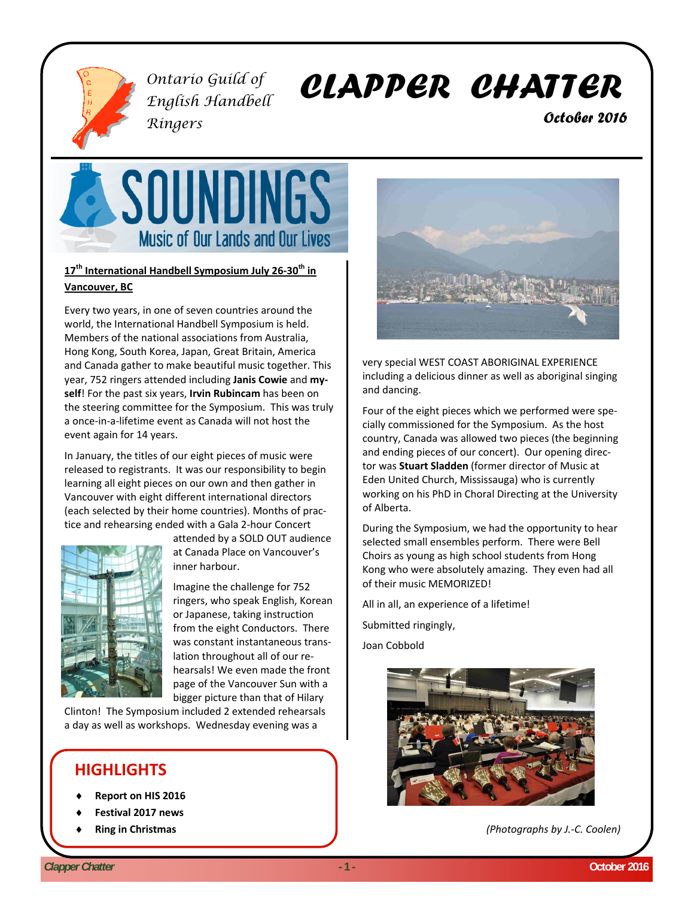Ontario Guild of English Handbell Ringers

# CLAPPER CHATTER

**October 2016**

## SOUNDINGS
Music of Our Lands and Our Lives

**17th International Handbell Symposium July 26-30th in Vancouver, BC**

Every two years, in one of seven countries around the world, the International Handbell Symposium is held. Members of the national associations from Australia, Hong Kong, South Korea, Japan, Great Britain, America and Canada gather to make beautiful music together. This year, 752 ringers attended including **Janis Cowie** and **myself**! For the past six years, **Irvin Rubincam** has been on the steering committee for the Symposium. This was truly a once-in-a-lifetime event as Canada will not host the event again for 14 years.

In January, the titles of our eight pieces of music were released to registrants. It was our responsibility to begin learning all eight pieces on our own and then gather in Vancouver with eight different international directors (each selected by their home countries). Months of practice and rehearsing ended with a Gala 2-hour Concert attended by a SOLD OUT audience at Canada Place on Vancouver's inner harbour.

Imagine the challenge for 752 ringers, who speak English, Korean or Japanese, taking instruction from the eight Conductors. There was constant instantaneous translation throughout all of our rehearsals! We even made the front page of the Vancouver Sun with a bigger picture than that of Hilary Clinton! The Symposium included 2 extended rehearsals a day as well as workshops. Wednesday evening was a very special WEST COAST ABORIGINAL EXPERIENCE including a delicious dinner as well as aboriginal singing and dancing.

Four of the eight pieces which we performed were specially commissioned for the Symposium. As the host country, Canada was allowed two pieces (the beginning and ending pieces of our concert). Our opening director was **Stuart Sladden** (former director of Music at Eden United Church, Mississauga) who is currently working on his PhD in Choral Directing at the University of Alberta.

During the Symposium, we had the opportunity to hear selected small ensembles perform. There were Bell Choirs as young as high school students from Hong Kong who were absolutely amazing. They even had all of their music MEMORIZED!

All in all, an experience of a lifetime!

Submitted ringingly,

Joan Cobbold

*(Photographs by J.-C. Coolen)*

## HIGHLIGHTS

- **Report on HIS 2016**
- **Festival 2017 news**
- **Ring in Christmas**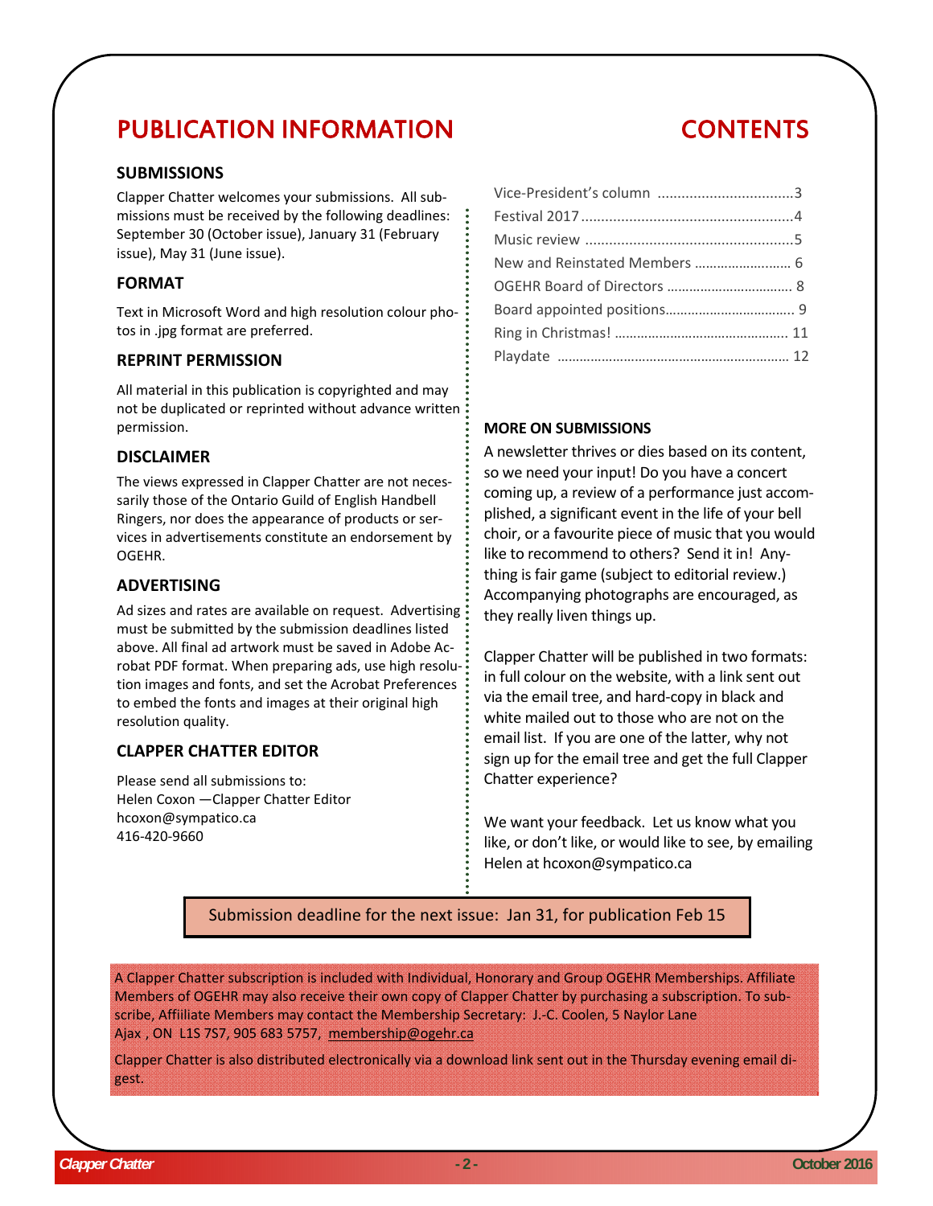# PUBLICATION INFORMATION

### SUBMISSIONS

Clapper Chatter welcomes your submissions. All submissions must be received by the following deadlines: September 30 (October issue), January 31 (February issue), May 31 (June issue).

### FORMAT

Text in Microsoft Word and high resolution colour photos in .jpg format are preferred.

### REPRINT PERMISSION

All material in this publication is copyrighted and may not be duplicated or reprinted without advance written permission.

### DISCLAIMER

The views expressed in Clapper Chatter are not necessarily those of the Ontario Guild of English Handbell Ringers, nor does the appearance of products or services in advertisements constitute an endorsement by OGEHR.

### ADVERTISING

Ad sizes and rates are available on request. Advertising must be submitted by the submission deadlines listed above. All final ad artwork must be saved in Adobe Acrobat PDF format. When preparing ads, use high resolution images and fonts, and set the Acrobat Preferences to embed the fonts and images at their original high resolution quality.

### CLAPPER CHATTER EDITOR

Please send all submissions to:
Helen Coxon —Clapper Chatter Editor
hcoxon@sympatico.ca
416-420-9660

# CONTENTS

- Vice-President's column .................................. 3
- Festival 2017 .................................................. 4
- Music review .................................................. 5
- New and Reinstated Members .......................... 6
- OGEHR Board of Directors ................................. 8
- Board appointed positions.................................. 9
- Ring in Christmas! ............................................ 11
- Playdate .......................................................... 12

### MORE ON SUBMISSIONS

A newsletter thrives or dies based on its content, so we need your input! Do you have a concert coming up, a review of a performance just accomplished, a significant event in the life of your bell choir, or a favourite piece of music that you would like to recommend to others? Send it in! Anything is fair game (subject to editorial review.) Accompanying photographs are encouraged, as they really liven things up.

Clapper Chatter will be published in two formats: in full colour on the website, with a link sent out via the email tree, and hard-copy in black and white mailed out to those who are not on the email list. If you are one of the latter, why not sign up for the email tree and get the full Clapper Chatter experience?

We want your feedback. Let us know what you like, or don't like, or would like to see, by emailing Helen at hcoxon@sympatico.ca

Submission deadline for the next issue: Jan 31, for publication Feb 15

A Clapper Chatter subscription is included with Individual, Honorary and Group OGEHR Memberships. Affiliate Members of OGEHR may also receive their own copy of Clapper Chatter by purchasing a subscription. To subscribe, Affiliate Members may contact the Membership Secretary: J.-C. Coolen, 5 Naylor Lane Ajax , ON L1S 7S7, 905 683 5757, membership@ogehr.ca

Clapper Chatter is also distributed electronically via a download link sent out in the Thursday evening email digest.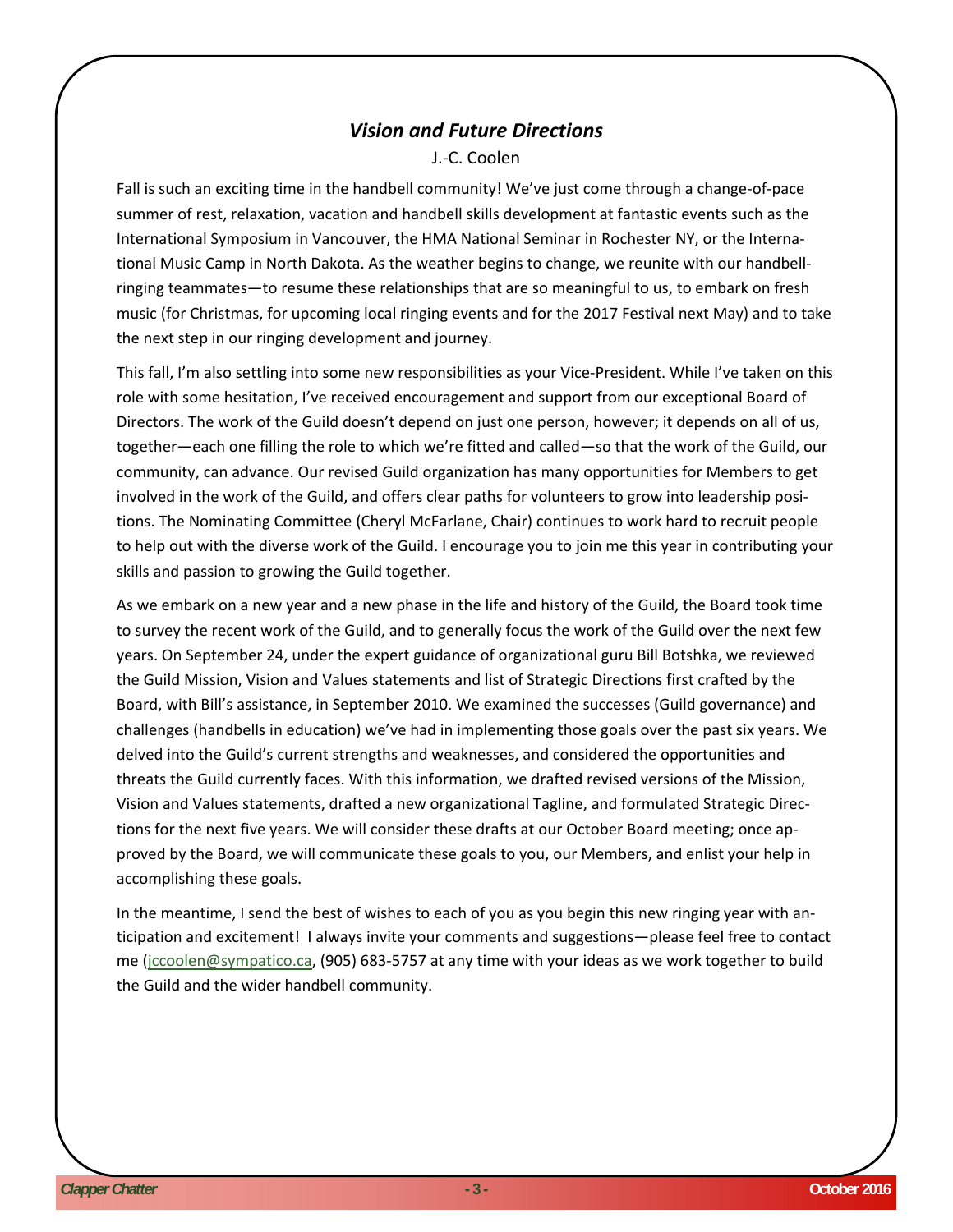## *Vision and Future Directions*

J.-C. Coolen

Fall is such an exciting time in the handbell community! We've just come through a change-of-pace summer of rest, relaxation, vacation and handbell skills development at fantastic events such as the International Symposium in Vancouver, the HMA National Seminar in Rochester NY, or the International Music Camp in North Dakota. As the weather begins to change, we reunite with our handbell-ringing teammates—to resume these relationships that are so meaningful to us, to embark on fresh music (for Christmas, for upcoming local ringing events and for the 2017 Festival next May) and to take the next step in our ringing development and journey.

This fall, I'm also settling into some new responsibilities as your Vice-President. While I've taken on this role with some hesitation, I've received encouragement and support from our exceptional Board of Directors. The work of the Guild doesn't depend on just one person, however; it depends on all of us, together—each one filling the role to which we're fitted and called—so that the work of the Guild, our community, can advance. Our revised Guild organization has many opportunities for Members to get involved in the work of the Guild, and offers clear paths for volunteers to grow into leadership positions. The Nominating Committee (Cheryl McFarlane, Chair) continues to work hard to recruit people to help out with the diverse work of the Guild. I encourage you to join me this year in contributing your skills and passion to growing the Guild together.

As we embark on a new year and a new phase in the life and history of the Guild, the Board took time to survey the recent work of the Guild, and to generally focus the work of the Guild over the next few years. On September 24, under the expert guidance of organizational guru Bill Botshka, we reviewed the Guild Mission, Vision and Values statements and list of Strategic Directions first crafted by the Board, with Bill's assistance, in September 2010. We examined the successes (Guild governance) and challenges (handbells in education) we've had in implementing those goals over the past six years. We delved into the Guild's current strengths and weaknesses, and considered the opportunities and threats the Guild currently faces. With this information, we drafted revised versions of the Mission, Vision and Values statements, drafted a new organizational Tagline, and formulated Strategic Directions for the next five years. We will consider these drafts at our October Board meeting; once approved by the Board, we will communicate these goals to you, our Members, and enlist your help in accomplishing these goals.

In the meantime, I send the best of wishes to each of you as you begin this new ringing year with anticipation and excitement! I always invite your comments and suggestions—please feel free to contact me (jccoolen@sympatico.ca, (905) 683-5757 at any time with your ideas as we work together to build the Guild and the wider handbell community.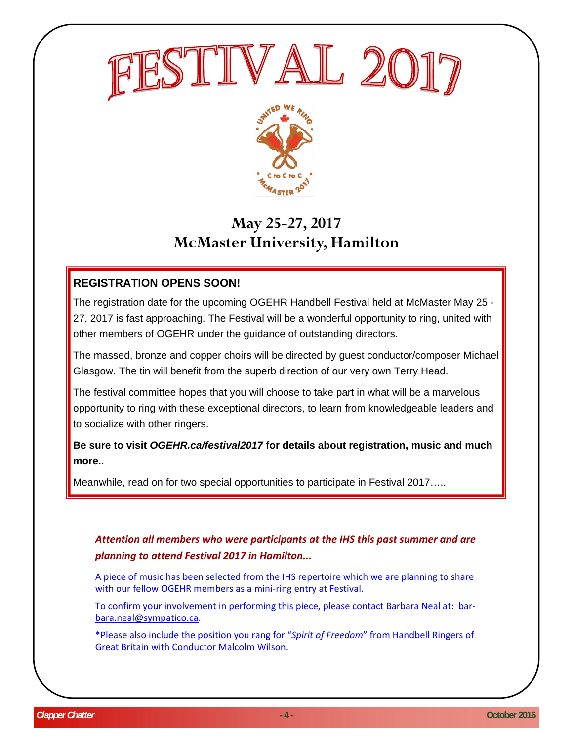# FESTIVAL 2017

## May 25-27, 2017
## McMaster University, Hamilton

**REGISTRATION OPENS SOON!**

The registration date for the upcoming OGEHR Handbell Festival held at McMaster May 25 - 27, 2017 is fast approaching. The Festival will be a wonderful opportunity to ring, united with other members of OGEHR under the guidance of outstanding directors.

The massed, bronze and copper choirs will be directed by guest conductor/composer Michael Glasgow. The tin will benefit from the superb direction of our very own Terry Head.

The festival committee hopes that you will choose to take part in what will be a marvelous opportunity to ring with these exceptional directors, to learn from knowledgeable leaders and to socialize with other ringers.

**Be sure to visit *OGEHR.ca/festival2017* for details about registration, music and much more..**

Meanwhile, read on for two special opportunities to participate in Festival 2017…..

***Attention all members who were participants at the IHS this past summer and are planning to attend Festival 2017 in Hamilton...***

A piece of music has been selected from the IHS repertoire which we are planning to share with our fellow OGEHR members as a mini-ring entry at Festival.

To confirm your involvement in performing this piece, please contact Barbara Neal at: barbara.neal@sympatico.ca.

*Please also include the position you rang for "*Spirit of Freedom*" from Handbell Ringers of Great Britain with Conductor Malcolm Wilson.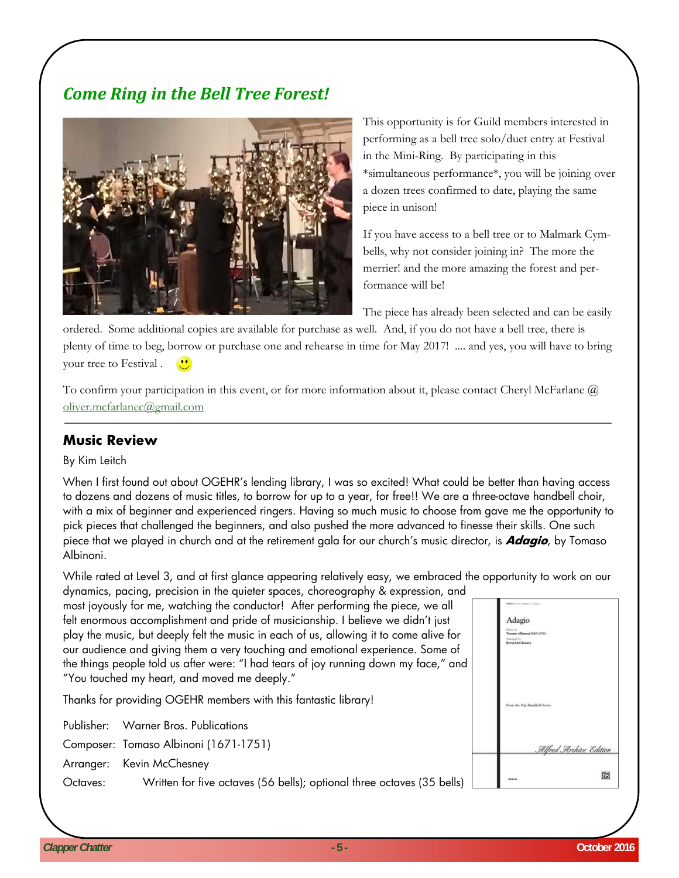## *Come Ring in the Bell Tree Forest!*

This opportunity is for Guild members interested in performing as a bell tree solo/duet entry at Festival in the Mini-Ring. By participating in this *simultaneous performance*, you will be joining over a dozen trees confirmed to date, playing the same piece in unison!

If you have access to a bell tree or to Malmark Cym-bells, why not consider joining in? The more the merrier! and the more amazing the forest and performance will be!

The piece has already been selected and can be easily ordered. Some additional copies are available for purchase as well. And, if you do not have a bell tree, there is plenty of time to beg, borrow or purchase one and rehearse in time for May 2017! .... and yes, you will have to bring your tree to Festival . 🙂

To confirm your participation in this event, or for more information about it, please contact Cheryl McFarlane @ oliver.mcfarlanec@gmail.com

---

## Music Review

By Kim Leitch

When I first found out about OGEHR's lending library, I was so excited! What could be better than having access to dozens and dozens of music titles, to borrow for up to a year, for free!! We are a three-octave handbell choir, with a mix of beginner and experienced ringers. Having so much music to choose from gave me the opportunity to pick pieces that challenged the beginners, and also pushed the more advanced to finesse their skills. One such piece that we played in church and at the retirement gala for our church's music director, is ***Adagio***, by Tomaso Albinoni.

While rated at Level 3, and at first glance appearing relatively easy, we embraced the opportunity to work on our dynamics, pacing, precision in the quieter spaces, choreography & expression, and most joyously for me, watching the conductor! After performing the piece, we all felt enormous accomplishment and pride of musicianship. I believe we didn't just play the music, but deeply felt the music in each of us, allowing it to come alive for our audience and giving them a very touching and emotional experience. Some of the things people told us after were: "I had tears of joy running down my face," and "You touched my heart, and moved me deeply."

Thanks for providing OGEHR members with this fantastic library!

Publisher: Warner Bros. Publications

Composer: Tomaso Albinoni (1671-1751)

Arranger: Kevin McChesney

Octaves: Written for five octaves (56 bells); optional three octaves (35 bells)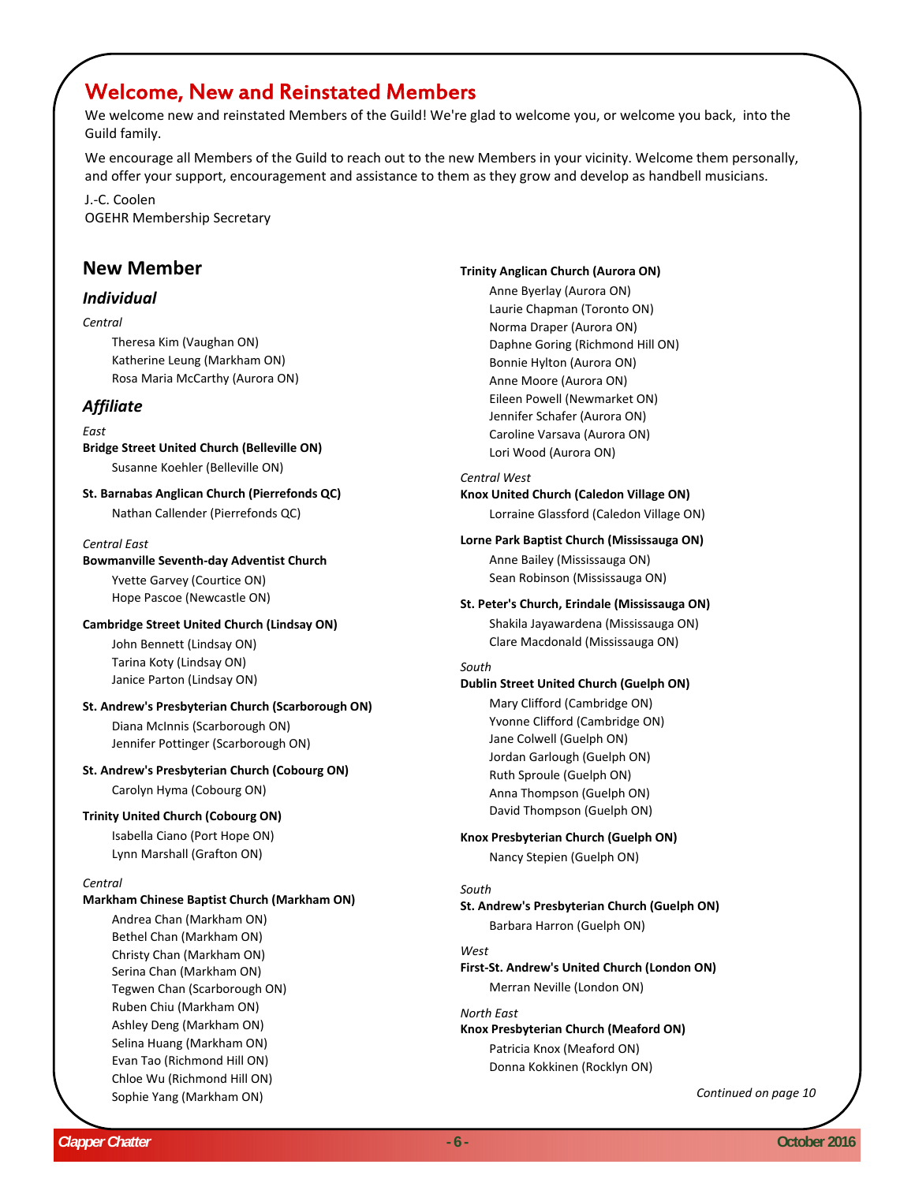## Welcome, New and Reinstated Members

We welcome new and reinstated Members of the Guild! We're glad to welcome you, or welcome you back, into the Guild family.

We encourage all Members of the Guild to reach out to the new Members in your vicinity. Welcome them personally, and offer your support, encouragement and assistance to them as they grow and develop as handbell musicians.

J.-C. Coolen
OGEHR Membership Secretary

## New Member

### *Individual*

*Central*

- Theresa Kim (Vaughan ON)
- Katherine Leung (Markham ON)
- Rosa Maria McCarthy (Aurora ON)

### *Affiliate*

*East*

**Bridge Street United Church (Belleville ON)**

- Susanne Koehler (Belleville ON)

**St. Barnabas Anglican Church (Pierrefonds QC)**

- Nathan Callender (Pierrefonds QC)

*Central East*

**Bowmanville Seventh-day Adventist Church**

- Yvette Garvey (Courtice ON)
- Hope Pascoe (Newcastle ON)

**Cambridge Street United Church (Lindsay ON)**

- John Bennett (Lindsay ON)
- Tarina Koty (Lindsay ON)
- Janice Parton (Lindsay ON)

**St. Andrew's Presbyterian Church (Scarborough ON)**

- Diana McInnis (Scarborough ON)
- Jennifer Pottinger (Scarborough ON)

**St. Andrew's Presbyterian Church (Cobourg ON)**

- Carolyn Hyma (Cobourg ON)

**Trinity United Church (Cobourg ON)**

- Isabella Ciano (Port Hope ON)
- Lynn Marshall (Grafton ON)

*Central*

**Markham Chinese Baptist Church (Markham ON)**

- Andrea Chan (Markham ON)
- Bethel Chan (Markham ON)
- Christy Chan (Markham ON)
- Serina Chan (Markham ON)
- Tegwen Chan (Scarborough ON)
- Ruben Chiu (Markham ON)
- Ashley Deng (Markham ON)
- Selina Huang (Markham ON)
- Evan Tao (Richmond Hill ON)
- Chloe Wu (Richmond Hill ON)
- Sophie Yang (Markham ON)

**Trinity Anglican Church (Aurora ON)**

- Anne Byerlay (Aurora ON)
- Laurie Chapman (Toronto ON)
- Norma Draper (Aurora ON)
- Daphne Goring (Richmond Hill ON)
- Bonnie Hylton (Aurora ON)
- Anne Moore (Aurora ON)
- Eileen Powell (Newmarket ON)
- Jennifer Schafer (Aurora ON)
- Caroline Varsava (Aurora ON)
- Lori Wood (Aurora ON)

*Central West*

**Knox United Church (Caledon Village ON)**

- Lorraine Glassford (Caledon Village ON)

**Lorne Park Baptist Church (Mississauga ON)**

- Anne Bailey (Mississauga ON)
- Sean Robinson (Mississauga ON)

**St. Peter's Church, Erindale (Mississauga ON)**

- Shakila Jayawardena (Mississauga ON)
- Clare Macdonald (Mississauga ON)

*South*

**Dublin Street United Church (Guelph ON)**

- Mary Clifford (Cambridge ON)
- Yvonne Clifford (Cambridge ON)
- Jane Colwell (Guelph ON)
- Jordan Garlough (Guelph ON)
- Ruth Sproule (Guelph ON)
- Anna Thompson (Guelph ON)
- David Thompson (Guelph ON)

**Knox Presbyterian Church (Guelph ON)**

- Nancy Stepien (Guelph ON)

*South*

**St. Andrew's Presbyterian Church (Guelph ON)**

- Barbara Harron (Guelph ON)

*West*

**First-St. Andrew's United Church (London ON)**

- Merran Neville (London ON)

*North East*

**Knox Presbyterian Church (Meaford ON)**

- Patricia Knox (Meaford ON)
- Donna Kokkinen (Rocklyn ON)

*Continued on page 10*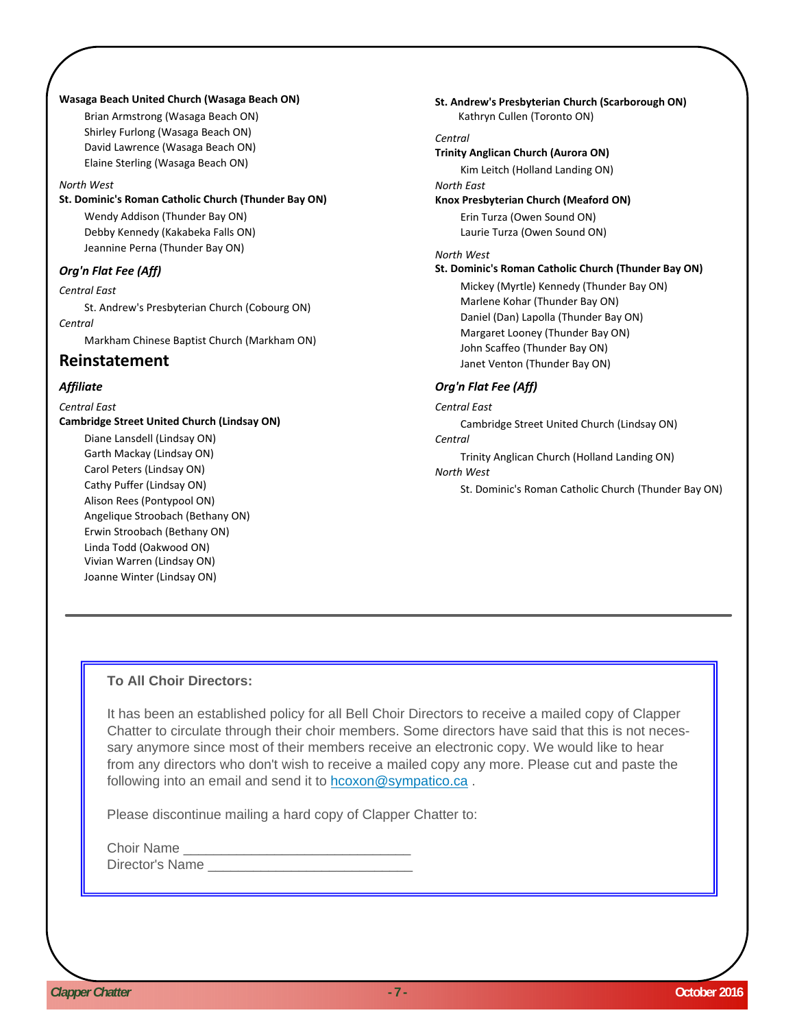**Wasaga Beach United Church (Wasaga Beach ON)**

Brian Armstrong (Wasaga Beach ON)
Shirley Furlong (Wasaga Beach ON)
David Lawrence (Wasaga Beach ON)
Elaine Sterling (Wasaga Beach ON)

*North West*

**St. Dominic's Roman Catholic Church (Thunder Bay ON)**

Wendy Addison (Thunder Bay ON)
Debby Kennedy (Kakabeka Falls ON)
Jeannine Perna (Thunder Bay ON)

### *Org'n Flat Fee (Aff)*

*Central East*

St. Andrew's Presbyterian Church (Cobourg ON)

*Central*

Markham Chinese Baptist Church (Markham ON)

## Reinstatement

### *Affiliate*

*Central East*

**Cambridge Street United Church (Lindsay ON)**

Diane Lansdell (Lindsay ON)
Garth Mackay (Lindsay ON)
Carol Peters (Lindsay ON)
Cathy Puffer (Lindsay ON)
Alison Rees (Pontypool ON)
Angelique Stroobach (Bethany ON)
Erwin Stroobach (Bethany ON)
Linda Todd (Oakwood ON)
Vivian Warren (Lindsay ON)
Joanne Winter (Lindsay ON)

**St. Andrew's Presbyterian Church (Scarborough ON)**

Kathryn Cullen (Toronto ON)

*Central*

**Trinity Anglican Church (Aurora ON)**

Kim Leitch (Holland Landing ON)

*North East*

**Knox Presbyterian Church (Meaford ON)**

Erin Turza (Owen Sound ON)
Laurie Turza (Owen Sound ON)

*North West*

**St. Dominic's Roman Catholic Church (Thunder Bay ON)**

Mickey (Myrtle) Kennedy (Thunder Bay ON)
Marlene Kohar (Thunder Bay ON)
Daniel (Dan) Lapolla (Thunder Bay ON)
Margaret Looney (Thunder Bay ON)
John Scaffeo (Thunder Bay ON)
Janet Venton (Thunder Bay ON)

### *Org'n Flat Fee (Aff)*

*Central East*

Cambridge Street United Church (Lindsay ON)

*Central*

Trinity Anglican Church (Holland Landing ON)

*North West*

St. Dominic's Roman Catholic Church (Thunder Bay ON)

---

**To All Choir Directors:**

It has been an established policy for all Bell Choir Directors to receive a mailed copy of Clapper Chatter to circulate through their choir members. Some directors have said that this is not necessary anymore since most of their members receive an electronic copy. We would like to hear from any directors who don't wish to receive a mailed copy any more. Please cut and paste the following into an email and send it to hcoxon@sympatico.ca .

Please discontinue mailing a hard copy of Clapper Chatter to:

Choir Name ______________________________
Director's Name ___________________________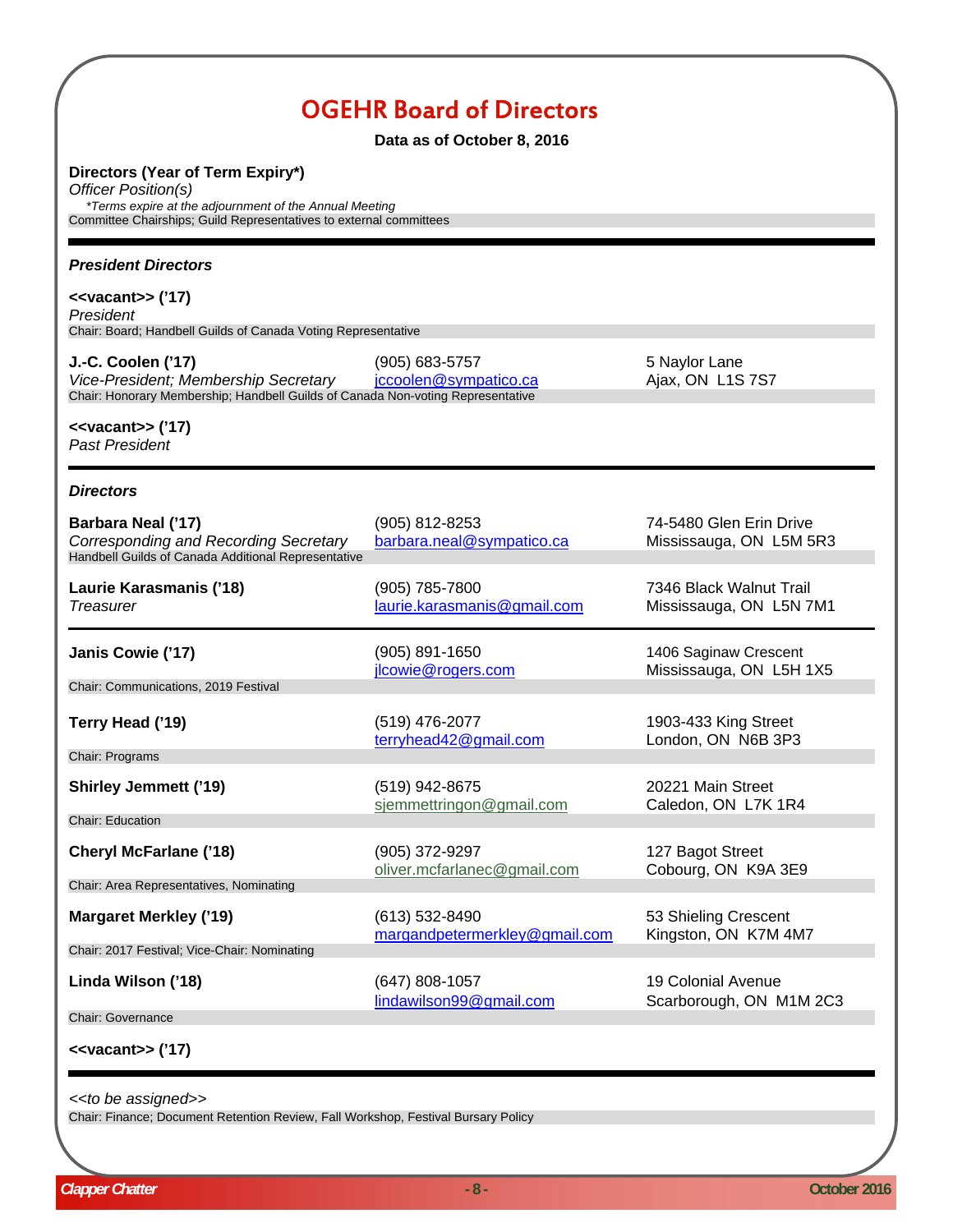# OGEHR Board of Directors

**Data as of October 8, 2016**

**Directors (Year of Term Expiry*)**
*Officer Position(s)*
*\*Terms expire at the adjournment of the Annual Meeting*
Committee Chairships; Guild Representatives to external committees

---

### *President Directors*

**<<vacant>> ('17)**
*President*
Chair: Board; Handbell Guilds of Canada Voting Representative

**J.-C. Coolen ('17)** — (905) 683-5757 — 5 Naylor Lane, Ajax, ON L1S 7S7
*Vice-President; Membership Secretary* — jccoolen@sympatico.ca
Chair: Honorary Membership; Handbell Guilds of Canada Non-voting Representative

**<<vacant>> ('17)**
*Past President*

---

### *Directors*

**Barbara Neal ('17)** — (905) 812-8253 — 74-5480 Glen Erin Drive, Mississauga, ON L5M 5R3
*Corresponding and Recording Secretary* — barbara.neal@sympatico.ca
Handbell Guilds of Canada Additional Representative

**Laurie Karasmanis ('18)** — (905) 785-7800 — 7346 Black Walnut Trail, Mississauga, ON L5N 7M1
*Treasurer* — laurie.karasmanis@gmail.com

---

**Janis Cowie ('17)** — (905) 891-1650 — jlcowie@rogers.com — 1406 Saginaw Crescent, Mississauga, ON L5H 1X5
Chair: Communications, 2019 Festival

**Terry Head ('19)** — (519) 476-2077 — terryhead42@gmail.com — 1903-433 King Street, London, ON N6B 3P3
Chair: Programs

**Shirley Jemmett ('19)** — (519) 942-8675 — sjemmettringon@gmail.com — 20221 Main Street, Caledon, ON L7K 1R4
Chair: Education

**Cheryl McFarlane ('18)** — (905) 372-9297 — oliver.mcfarlanec@gmail.com — 127 Bagot Street, Cobourg, ON K9A 3E9
Chair: Area Representatives, Nominating

**Margaret Merkley ('19)** — (613) 532-8490 — margandpetermerkley@gmail.com — 53 Shieling Crescent, Kingston, ON K7M 4M7
Chair: 2017 Festival; Vice-Chair: Nominating

**Linda Wilson ('18)** — (647) 808-1057 — lindawilson99@gmail.com — 19 Colonial Avenue, Scarborough, ON M1M 2C3
Chair: Governance

**<<vacant>> ('17)**

---

*<<to be assigned>>*
Chair: Finance; Document Retention Review, Fall Workshop, Festival Bursary Policy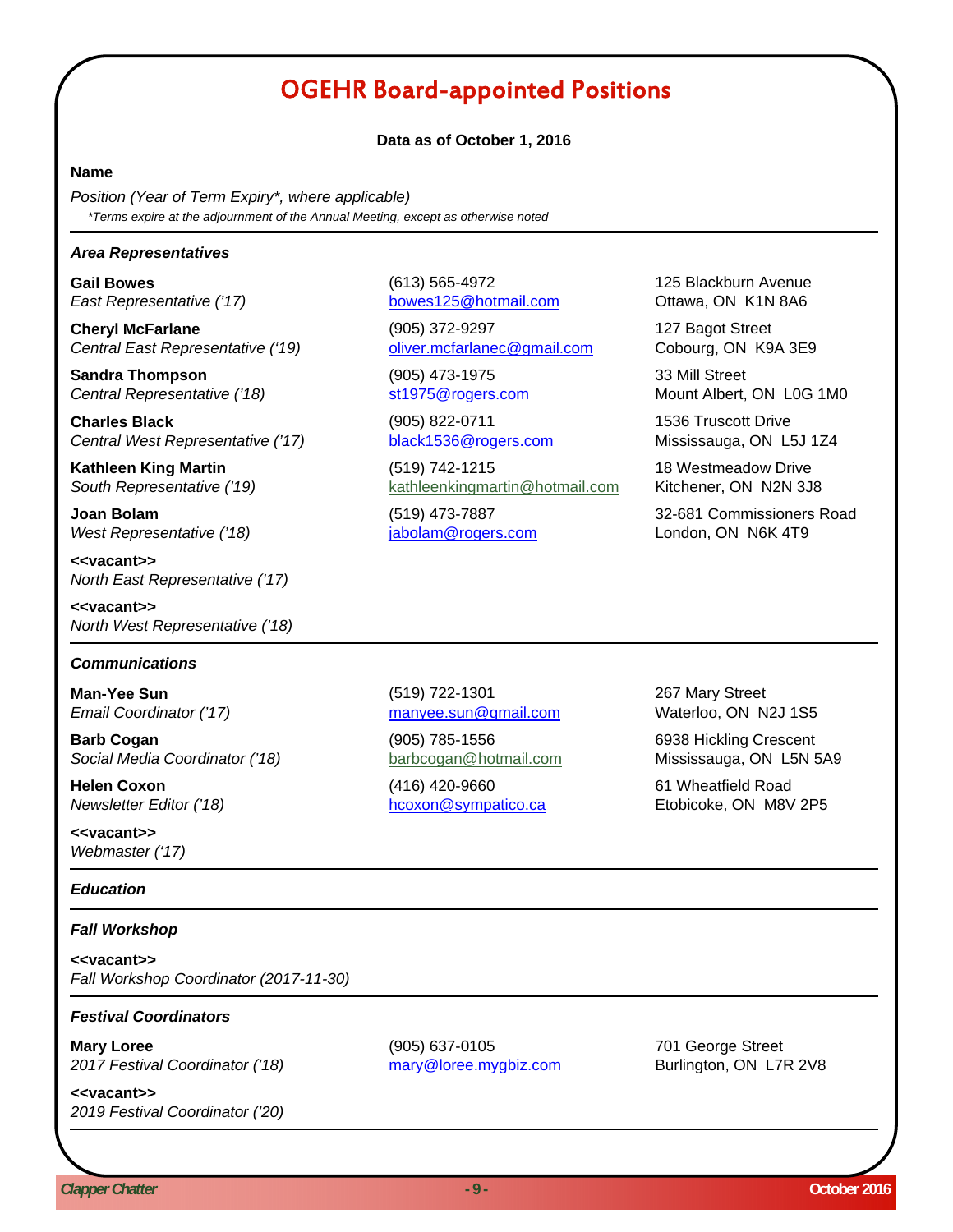# OGEHR Board-appointed Positions

**Data as of October 1, 2016**

**Name**

*Position (Year of Term Expiry\*, where applicable)*

*\*Terms expire at the adjournment of the Annual Meeting, except as otherwise noted*

---

### *Area Representatives*

**Gail Bowes**
*East Representative ('17)*
(613) 565-4972
bowes125@hotmail.com
125 Blackburn Avenue
Ottawa, ON K1N 8A6

**Cheryl McFarlane**
*Central East Representative ('19)*
(905) 372-9297
oliver.mcfarlanec@gmail.com
127 Bagot Street
Cobourg, ON K9A 3E9

**Sandra Thompson**
*Central Representative ('18)*
(905) 473-1975
st1975@rogers.com
33 Mill Street
Mount Albert, ON L0G 1M0

**Charles Black**
*Central West Representative ('17)*
(905) 822-0711
black1536@rogers.com
1536 Truscott Drive
Mississauga, ON L5J 1Z4

**Kathleen King Martin**
*South Representative ('19)*
(519) 742-1215
kathleenkingmartin@hotmail.com
18 Westmeadow Drive
Kitchener, ON N2N 3J8

**Joan Bolam**
*West Representative ('18)*
(519) 473-7887
jabolam@rogers.com
32-681 Commissioners Road
London, ON N6K 4T9

**<<vacant>>**
*North East Representative ('17)*

**<<vacant>>**
*North West Representative ('18)*

---

### *Communications*

**Man-Yee Sun**
*Email Coordinator ('17)*
(519) 722-1301
manyee.sun@gmail.com
267 Mary Street
Waterloo, ON N2J 1S5

**Barb Cogan**
*Social Media Coordinator ('18)*
(905) 785-1556
barbcogan@hotmail.com
6938 Hickling Crescent
Mississauga, ON L5N 5A9

**Helen Coxon**
*Newsletter Editor ('18)*
(416) 420-9660
hcoxon@sympatico.ca
61 Wheatfield Road
Etobicoke, ON M8V 2P5

**<<vacant>>**
*Webmaster ('17)*

---

### *Education*

---

### *Fall Workshop*

**<<vacant>>**
*Fall Workshop Coordinator (2017-11-30)*

---

### *Festival Coordinators*

**Mary Loree**
*2017 Festival Coordinator ('18)*
(905) 637-0105
mary@loree.mygbiz.com
701 George Street
Burlington, ON L7R 2V8

**<<vacant>>**
*2019 Festival Coordinator ('20)*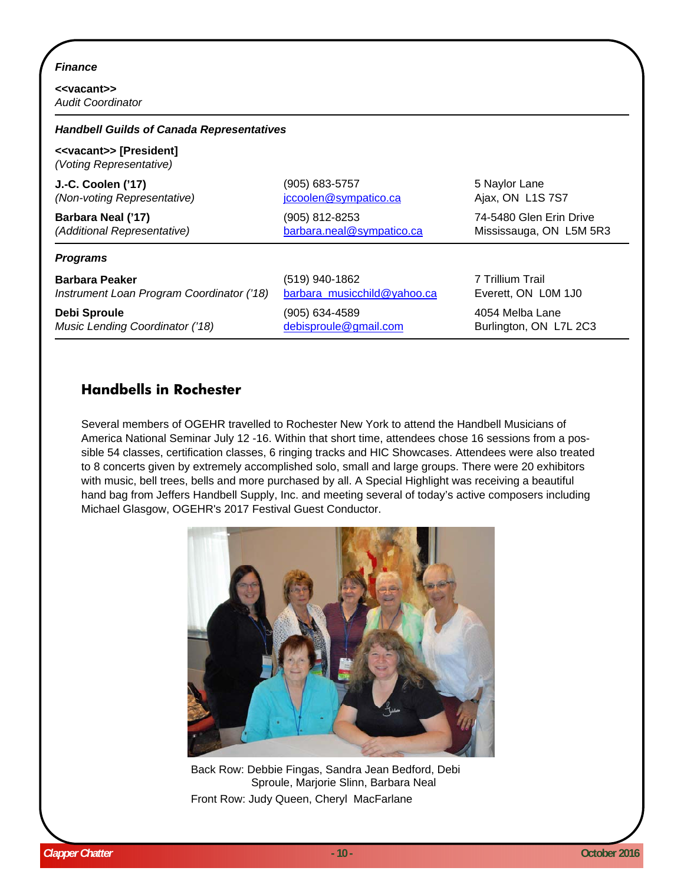*Finance*

**<<vacant>>**
*Audit Coordinator*

***Handbell Guilds of Canada Representatives***

**<<vacant>> [President]**
*(Voting Representative)*

| | | |
|---|---|---|
| **J.-C. Coolen ('17)**<br>*(Non-voting Representative)* | (905) 683-5757<br>jccoolen@sympatico.ca | 5 Naylor Lane<br>Ajax, ON L1S 7S7 |
| **Barbara Neal ('17)**<br>*(Additional Representative)* | (905) 812-8253<br>barbara.neal@sympatico.ca | 74-5480 Glen Erin Drive<br>Mississauga, ON L5M 5R3 |

***Programs***

| | | |
|---|---|---|
| **Barbara Peaker**<br>*Instrument Loan Program Coordinator ('18)* | (519) 940-1862<br>barbara_musicchild@yahoo.ca | 7 Trillium Trail<br>Everett, ON L0M 1J0 |
| **Debi Sproule**<br>*Music Lending Coordinator ('18)* | (905) 634-4589<br>debisproule@gmail.com | 4054 Melba Lane<br>Burlington, ON L7L 2C3 |

## Handbells in Rochester

Several members of OGEHR travelled to Rochester New York to attend the Handbell Musicians of America National Seminar July 12 -16. Within that short time, attendees chose 16 sessions from a possible 54 classes, certification classes, 6 ringing tracks and HIC Showcases. Attendees were also treated to 8 concerts given by extremely accomplished solo, small and large groups. There were 20 exhibitors with music, bell trees, bells and more purchased by all. A Special Highlight was receiving a beautiful hand bag from Jeffers Handbell Supply, Inc. and meeting several of today's active composers including Michael Glasgow, OGEHR's 2017 Festival Guest Conductor.

Back Row: Debbie Fingas, Sandra Jean Bedford, Debi Sproule, Marjorie Slinn, Barbara Neal

Front Row: Judy Queen, Cheryl MacFarlane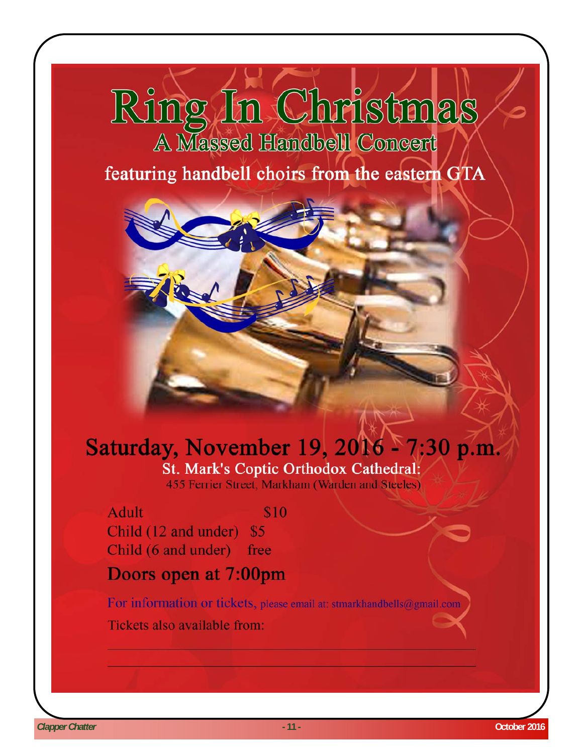# Ring In Christmas

## A Massed Handbell Concert

featuring handbell choirs from the eastern GTA

## Saturday, November 19, 2016 - 7:30 p.m.

**St. Mark's Coptic Orthodox Cathedral:**

455 Ferrier Street, Markham (Warden and Steeles)

| | |
|---|---|
| Adult | $10 |
| Child (12 and under) | $5 |
| Child (6 and under) | free |

### Doors open at 7:00pm

For information or tickets, please email at: stmarkhandbells@gmail.com

Tickets also available from:

\_\_\_\_\_\_\_\_\_\_\_\_\_\_\_\_\_\_\_\_\_\_\_\_\_\_\_\_\_\_\_\_\_\_\_\_\_\_\_\_

\_\_\_\_\_\_\_\_\_\_\_\_\_\_\_\_\_\_\_\_\_\_\_\_\_\_\_\_\_\_\_\_\_\_\_\_\_\_\_\_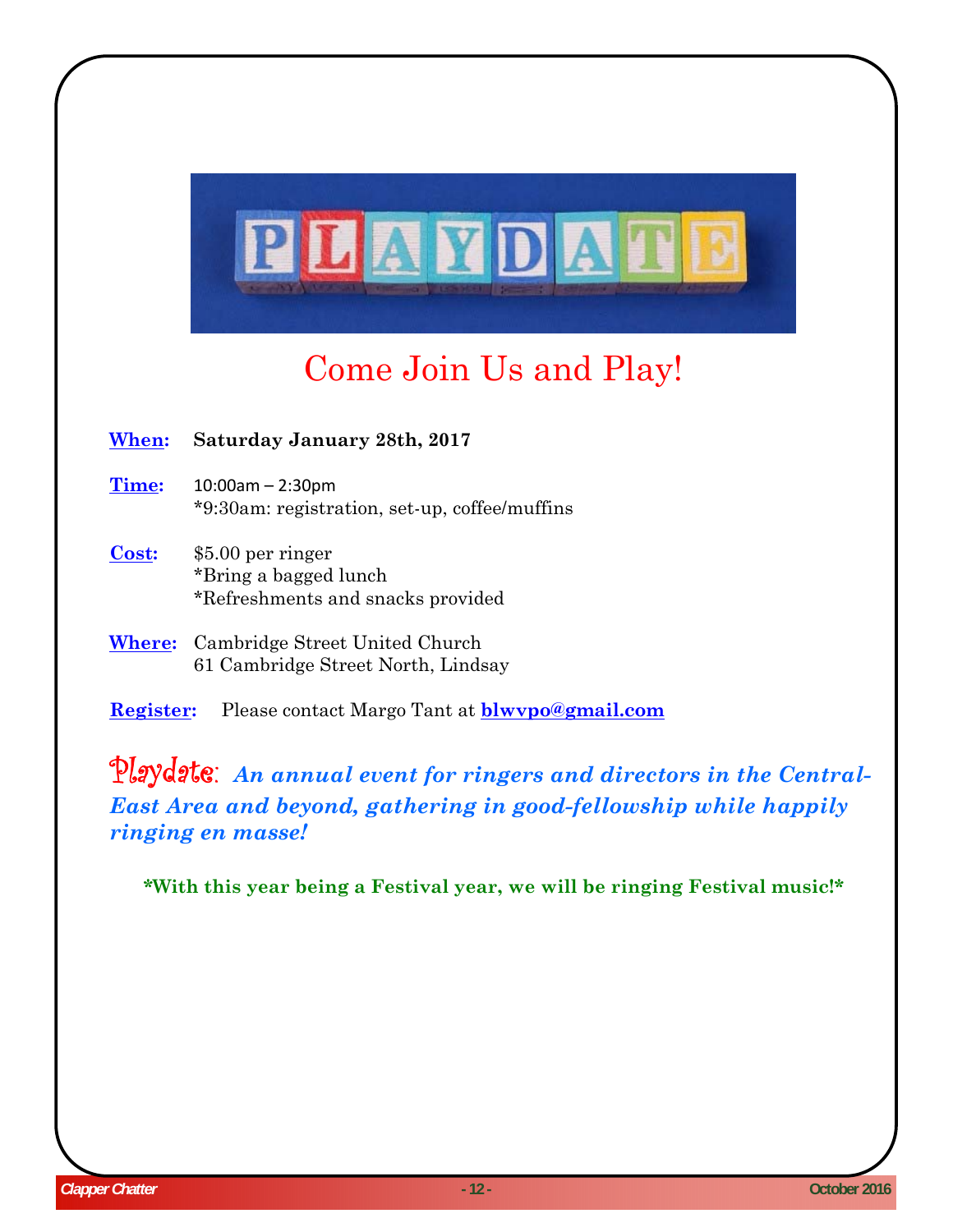PLAYDATE

# Come Join Us and Play!

**When:** **Saturday January 28th, 2017**

**Time:** 10:00am – 2:30pm
*9:30am: registration, set-up, coffee/muffins

**Cost:** $5.00 per ringer
*Bring a bagged lunch
*Refreshments and snacks provided

**Where:** Cambridge Street United Church
61 Cambridge Street North, Lindsay

**Register:** Please contact Margo Tant at **blwvpo@gmail.com**

Playdate: ***An annual event for ringers and directors in the Central-East Area and beyond, gathering in good-fellowship while happily ringing en masse!***

**\*With this year being a Festival year, we will be ringing Festival music!\***